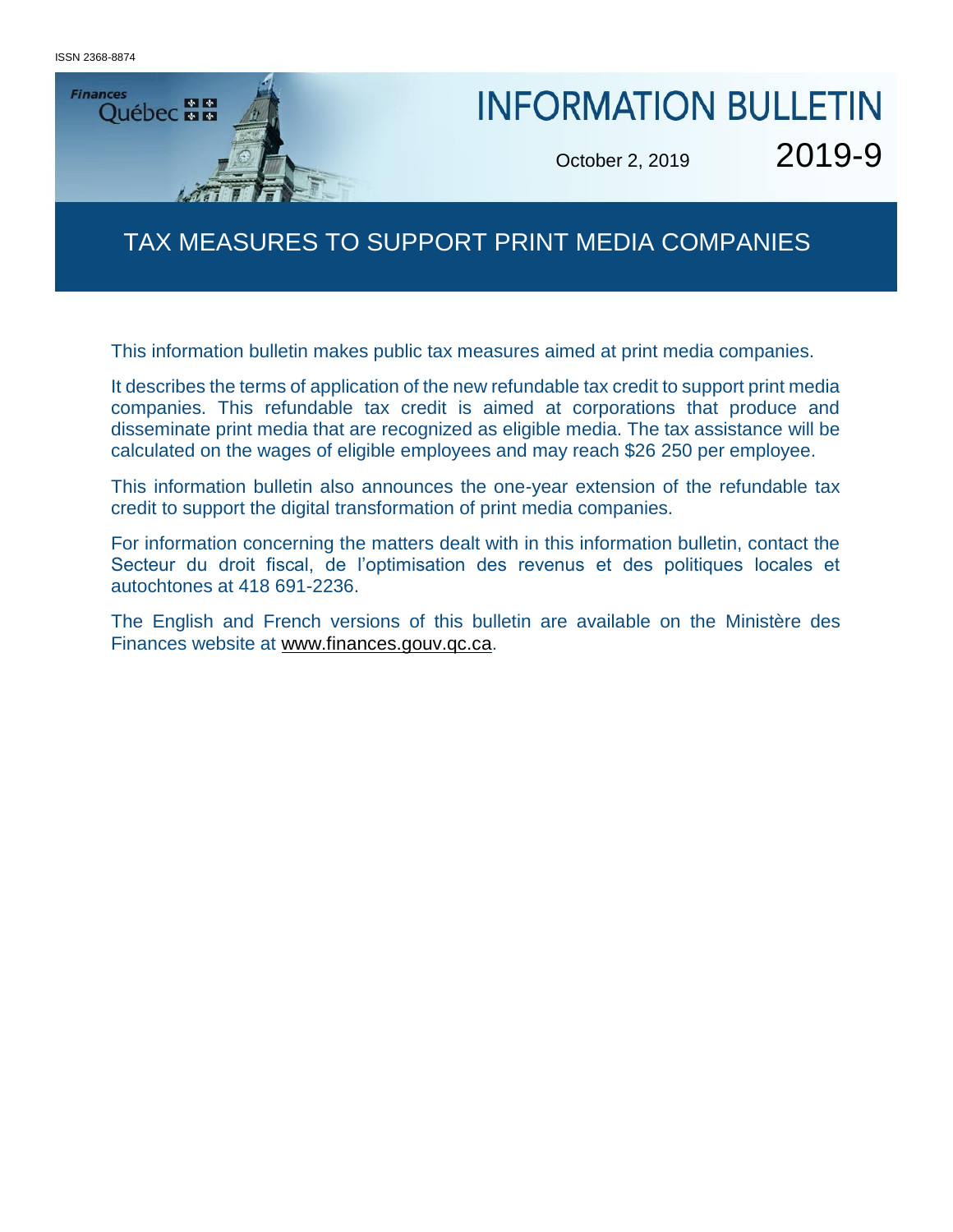ISSN 2368-8874

Finances Québec

# INFORMATION BULLETIN

October 2, 2019 2019-9

## TAX MEASURES TO SUPPORT PRINT MEDIA COMPANIES

This information bulletin makes public tax measures aimed at print media companies.

It describes the terms of application of the new refundable tax credit to support print media companies. This refundable tax credit is aimed at corporations that produce and disseminate print media that are recognized as eligible media. The tax assistance will be calculated on the wages of eligible employees and may reach $26 250 per employee.

This information bulletin also announces the one-year extension of the refundable tax credit to support the digital transformation of print media companies.

For information concerning the matters dealt with in this information bulletin, contact the Secteur du droit fiscal, de l'optimisation des revenus et des politiques locales et autochtones at 418 691-2236.

The English and French versions of this bulletin are available on the Ministère des Finances website at www.finances.gouv.qc.ca.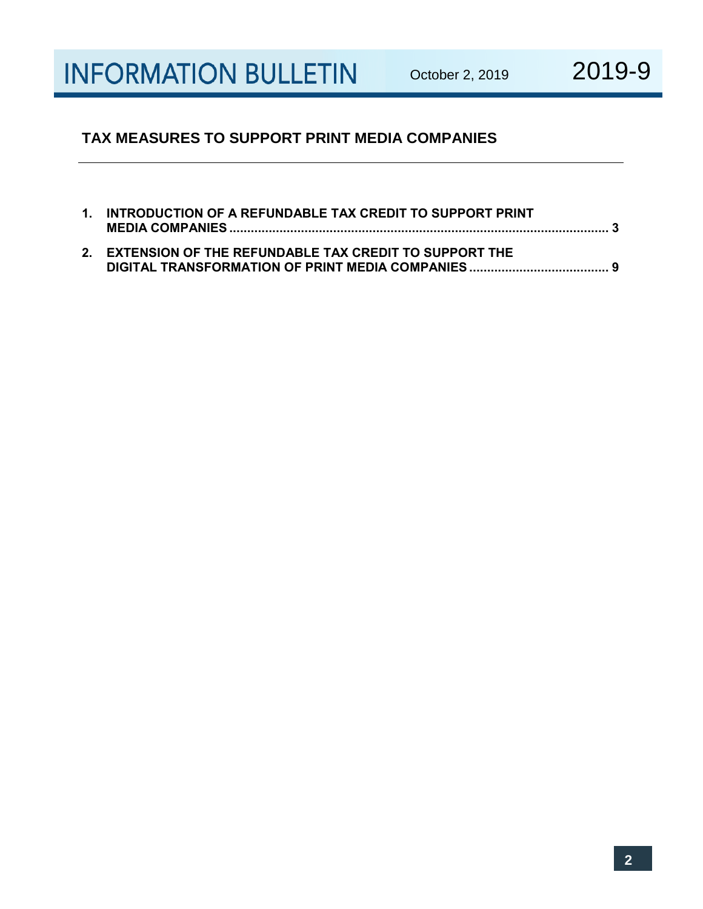## TAX MEASURES TO SUPPORT PRINT MEDIA COMPANIES

1. **INTRODUCTION OF A REFUNDABLE TAX CREDIT TO SUPPORT PRINT MEDIA COMPANIES** ........................................................................ **3**

2. **EXTENSION OF THE REFUNDABLE TAX CREDIT TO SUPPORT THE DIGITAL TRANSFORMATION OF PRINT MEDIA COMPANIES** ....................................... **9**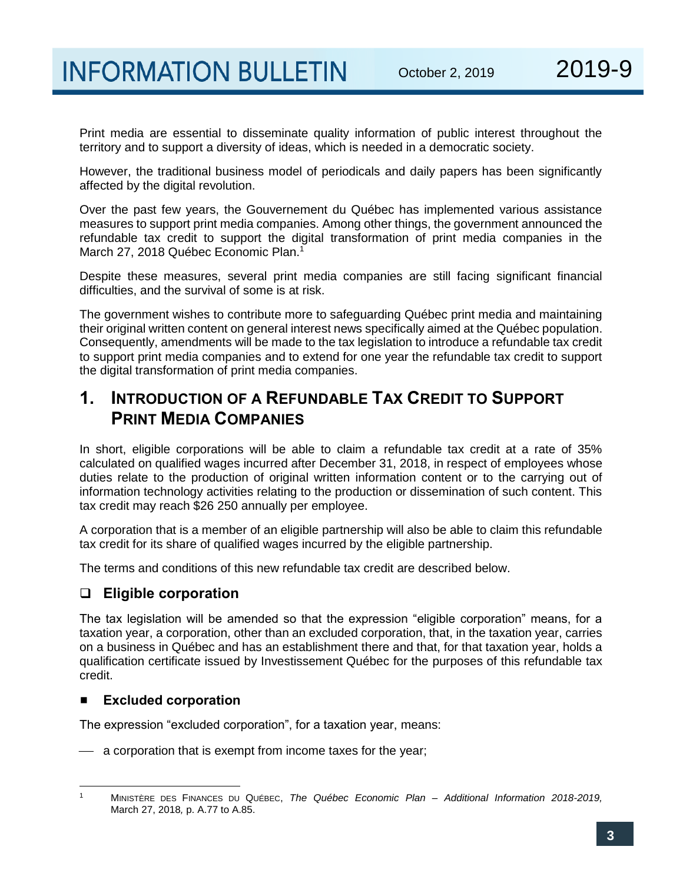Print media are essential to disseminate quality information of public interest throughout the territory and to support a diversity of ideas, which is needed in a democratic society.

However, the traditional business model of periodicals and daily papers has been significantly affected by the digital revolution.

Over the past few years, the Gouvernement du Québec has implemented various assistance measures to support print media companies. Among other things, the government announced the refundable tax credit to support the digital transformation of print media companies in the March 27, 2018 Québec Economic Plan.[1]

Despite these measures, several print media companies are still facing significant financial difficulties, and the survival of some is at risk.

The government wishes to contribute more to safeguarding Québec print media and maintaining their original written content on general interest news specifically aimed at the Québec population. Consequently, amendments will be made to the tax legislation to introduce a refundable tax credit to support print media companies and to extend for one year the refundable tax credit to support the digital transformation of print media companies.

## 1. Introduction of a Refundable Tax Credit to Support Print Media Companies

In short, eligible corporations will be able to claim a refundable tax credit at a rate of 35% calculated on qualified wages incurred after December 31, 2018, in respect of employees whose duties relate to the production of original written information content or to the carrying out of information technology activities relating to the production or dissemination of such content. This tax credit may reach $26 250 annually per employee.

A corporation that is a member of an eligible partnership will also be able to claim this refundable tax credit for its share of qualified wages incurred by the eligible partnership.

The terms and conditions of this new refundable tax credit are described below.

### Eligible corporation

The tax legislation will be amended so that the expression "eligible corporation" means, for a taxation year, a corporation, other than an excluded corporation, that, in the taxation year, carries on a business in Québec and has an establishment there and that, for that taxation year, holds a qualification certificate issued by Investissement Québec for the purposes of this refundable tax credit.

#### Excluded corporation

The expression "excluded corporation", for a taxation year, means:

- a corporation that is exempt from income taxes for the year;

---

[1] Ministère des Finances du Québec, *The Québec Economic Plan – Additional Information 2018-2019,* March 27, 2018, p. A.77 to A.85.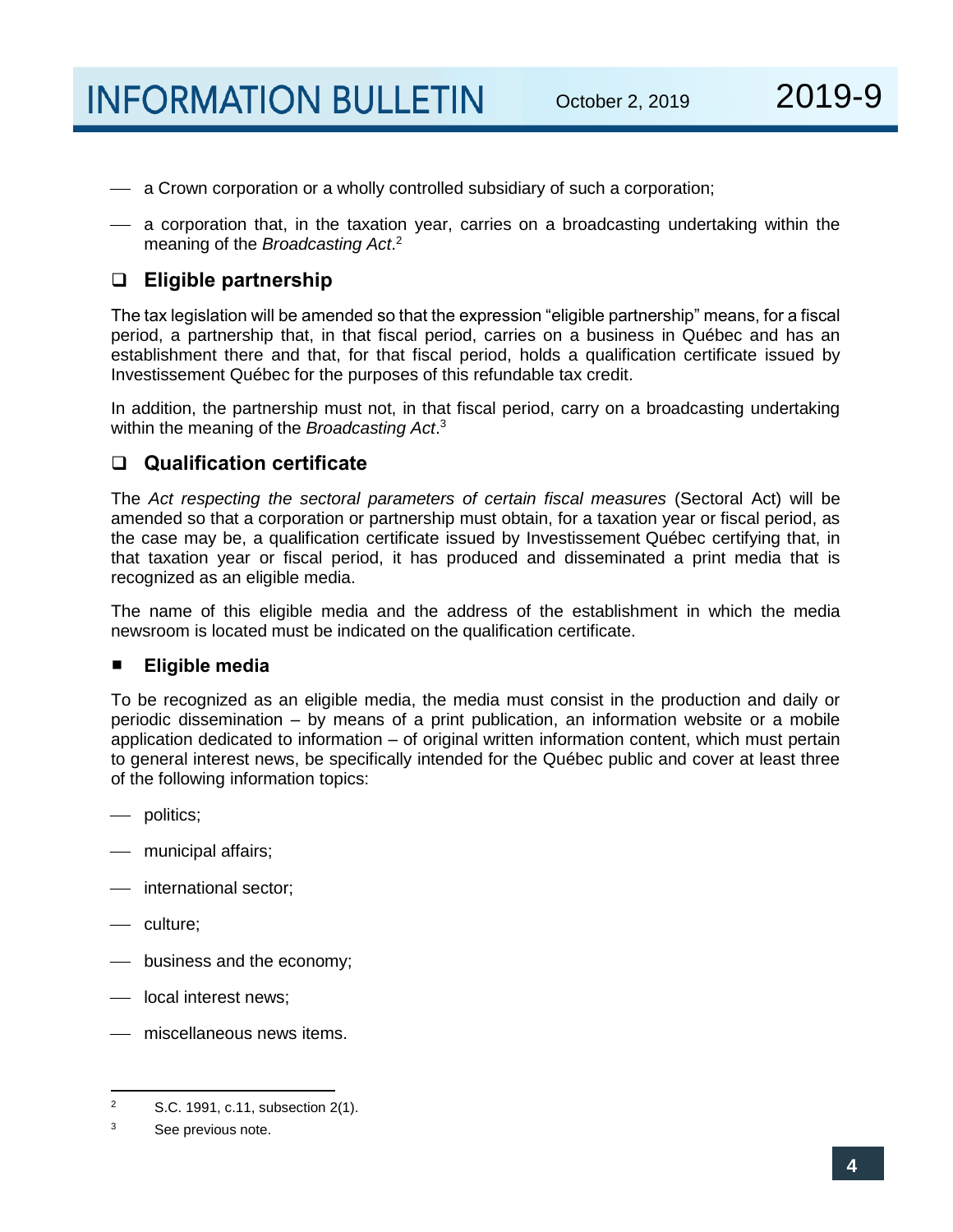- a Crown corporation or a wholly controlled subsidiary of such a corporation;
- a corporation that, in the taxation year, carries on a broadcasting undertaking within the meaning of the *Broadcasting Act*.[2]

### Eligible partnership

The tax legislation will be amended so that the expression "eligible partnership" means, for a fiscal period, a partnership that, in that fiscal period, carries on a business in Québec and has an establishment there and that, for that fiscal period, holds a qualification certificate issued by Investissement Québec for the purposes of this refundable tax credit.

In addition, the partnership must not, in that fiscal period, carry on a broadcasting undertaking within the meaning of the *Broadcasting Act*.[3]

### Qualification certificate

The *Act respecting the sectoral parameters of certain fiscal measures* (Sectoral Act) will be amended so that a corporation or partnership must obtain, for a taxation year or fiscal period, as the case may be, a qualification certificate issued by Investissement Québec certifying that, in that taxation year or fiscal period, it has produced and disseminated a print media that is recognized as an eligible media.

The name of this eligible media and the address of the establishment in which the media newsroom is located must be indicated on the qualification certificate.

#### Eligible media

To be recognized as an eligible media, the media must consist in the production and daily or periodic dissemination – by means of a print publication, an information website or a mobile application dedicated to information – of original written information content, which must pertain to general interest news, be specifically intended for the Québec public and cover at least three of the following information topics:

- politics;
- municipal affairs;
- international sector;
- culture;
- business and the economy;
- local interest news;
- miscellaneous news items.

---

[2] S.C. 1991, c.11, subsection 2(1).

[3] See previous note.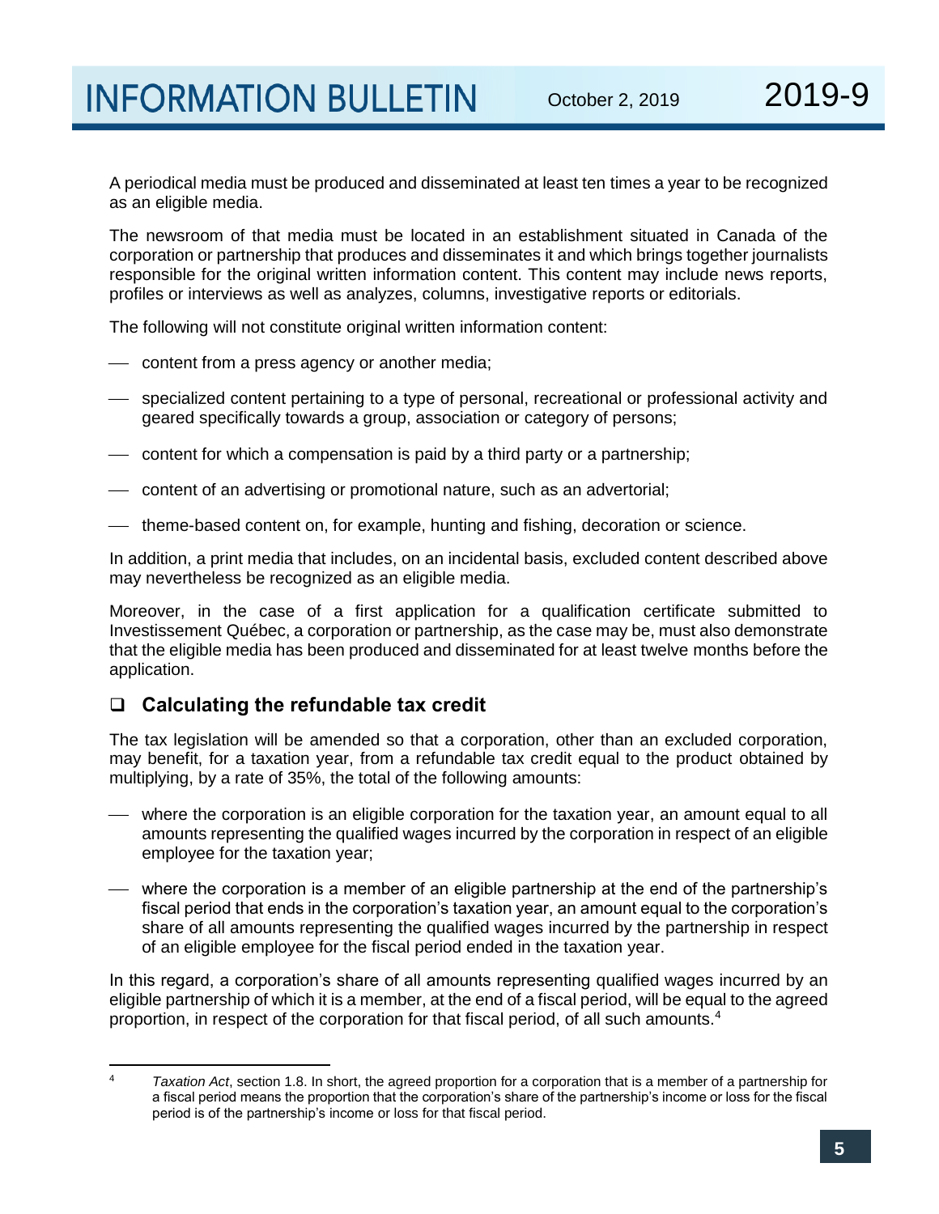A periodical media must be produced and disseminated at least ten times a year to be recognized as an eligible media.

The newsroom of that media must be located in an establishment situated in Canada of the corporation or partnership that produces and disseminates it and which brings together journalists responsible for the original written information content. This content may include news reports, profiles or interviews as well as analyzes, columns, investigative reports or editorials.

The following will not constitute original written information content:

- content from a press agency or another media;
- specialized content pertaining to a type of personal, recreational or professional activity and geared specifically towards a group, association or category of persons;
- content for which a compensation is paid by a third party or a partnership;
- content of an advertising or promotional nature, such as an advertorial;
- theme-based content on, for example, hunting and fishing, decoration or science.

In addition, a print media that includes, on an incidental basis, excluded content described above may nevertheless be recognized as an eligible media.

Moreover, in the case of a first application for a qualification certificate submitted to Investissement Québec, a corporation or partnership, as the case may be, must also demonstrate that the eligible media has been produced and disseminated for at least twelve months before the application.

## Calculating the refundable tax credit

The tax legislation will be amended so that a corporation, other than an excluded corporation, may benefit, for a taxation year, from a refundable tax credit equal to the product obtained by multiplying, by a rate of 35%, the total of the following amounts:

- where the corporation is an eligible corporation for the taxation year, an amount equal to all amounts representing the qualified wages incurred by the corporation in respect of an eligible employee for the taxation year;
- where the corporation is a member of an eligible partnership at the end of the partnership's fiscal period that ends in the corporation's taxation year, an amount equal to the corporation's share of all amounts representing the qualified wages incurred by the partnership in respect of an eligible employee for the fiscal period ended in the taxation year.

In this regard, a corporation's share of all amounts representing qualified wages incurred by an eligible partnership of which it is a member, at the end of a fiscal period, will be equal to the agreed proportion, in respect of the corporation for that fiscal period, of all such amounts.[4]

---

[4] *Taxation Act*, section 1.8. In short, the agreed proportion for a corporation that is a member of a partnership for a fiscal period means the proportion that the corporation's share of the partnership's income or loss for the fiscal period is of the partnership's income or loss for that fiscal period.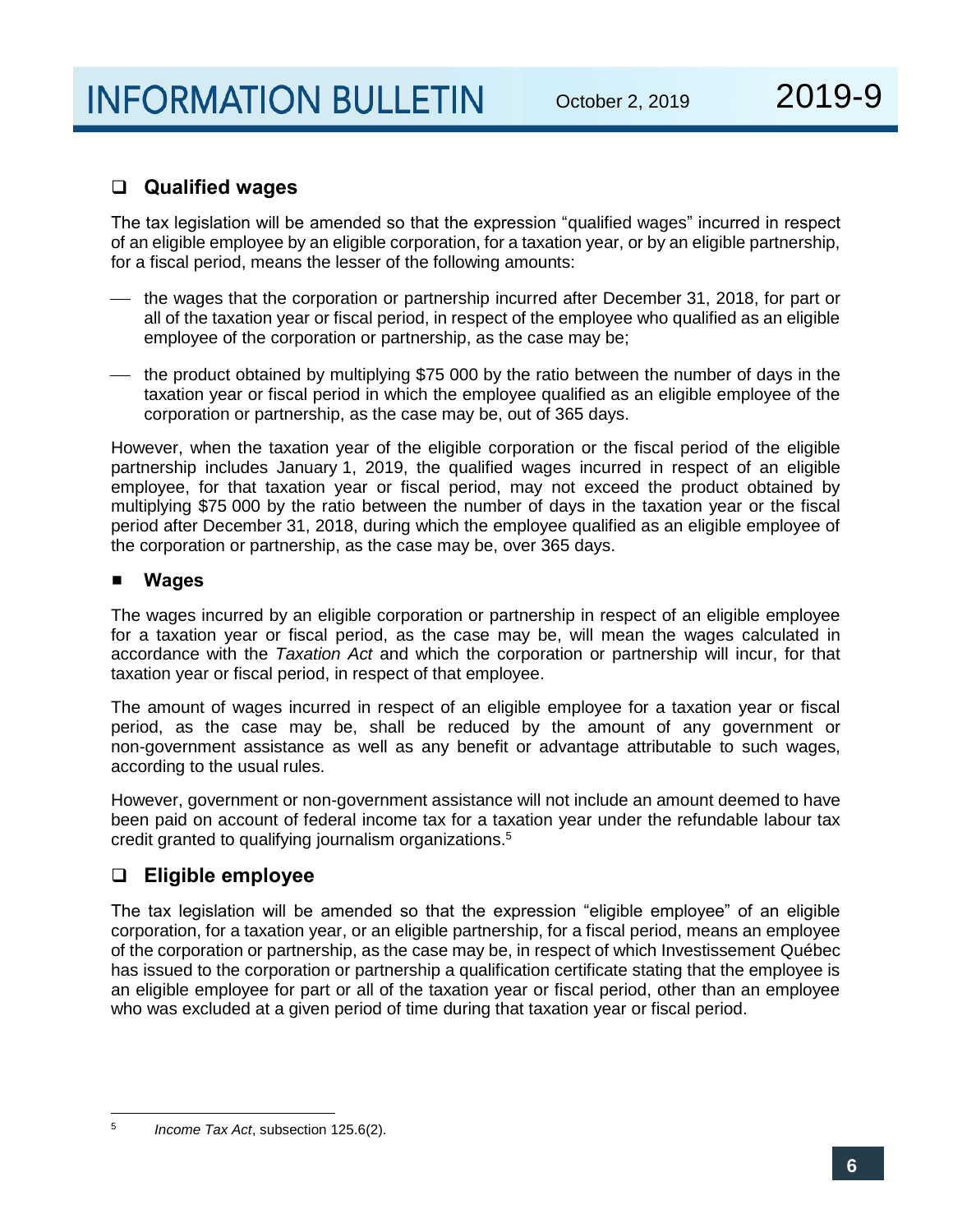## Qualified wages

The tax legislation will be amended so that the expression "qualified wages" incurred in respect of an eligible employee by an eligible corporation, for a taxation year, or by an eligible partnership, for a fiscal period, means the lesser of the following amounts:

- the wages that the corporation or partnership incurred after December 31, 2018, for part or all of the taxation year or fiscal period, in respect of the employee who qualified as an eligible employee of the corporation or partnership, as the case may be;
- the product obtained by multiplying $75 000 by the ratio between the number of days in the taxation year or fiscal period in which the employee qualified as an eligible employee of the corporation or partnership, as the case may be, out of 365 days.

However, when the taxation year of the eligible corporation or the fiscal period of the eligible partnership includes January 1, 2019, the qualified wages incurred in respect of an eligible employee, for that taxation year or fiscal period, may not exceed the product obtained by multiplying $75 000 by the ratio between the number of days in the taxation year or the fiscal period after December 31, 2018, during which the employee qualified as an eligible employee of the corporation or partnership, as the case may be, over 365 days.

### Wages

The wages incurred by an eligible corporation or partnership in respect of an eligible employee for a taxation year or fiscal period, as the case may be, will mean the wages calculated in accordance with the *Taxation Act* and which the corporation or partnership will incur, for that taxation year or fiscal period, in respect of that employee.

The amount of wages incurred in respect of an eligible employee for a taxation year or fiscal period, as the case may be, shall be reduced by the amount of any government or non-government assistance as well as any benefit or advantage attributable to such wages, according to the usual rules.

However, government or non-government assistance will not include an amount deemed to have been paid on account of federal income tax for a taxation year under the refundable labour tax credit granted to qualifying journalism organizations.[5]

## Eligible employee

The tax legislation will be amended so that the expression "eligible employee" of an eligible corporation, for a taxation year, or an eligible partnership, for a fiscal period, means an employee of the corporation or partnership, as the case may be, in respect of which Investissement Québec has issued to the corporation or partnership a qualification certificate stating that the employee is an eligible employee for part or all of the taxation year or fiscal period, other than an employee who was excluded at a given period of time during that taxation year or fiscal period.

---

[5] *Income Tax Act*, subsection 125.6(2).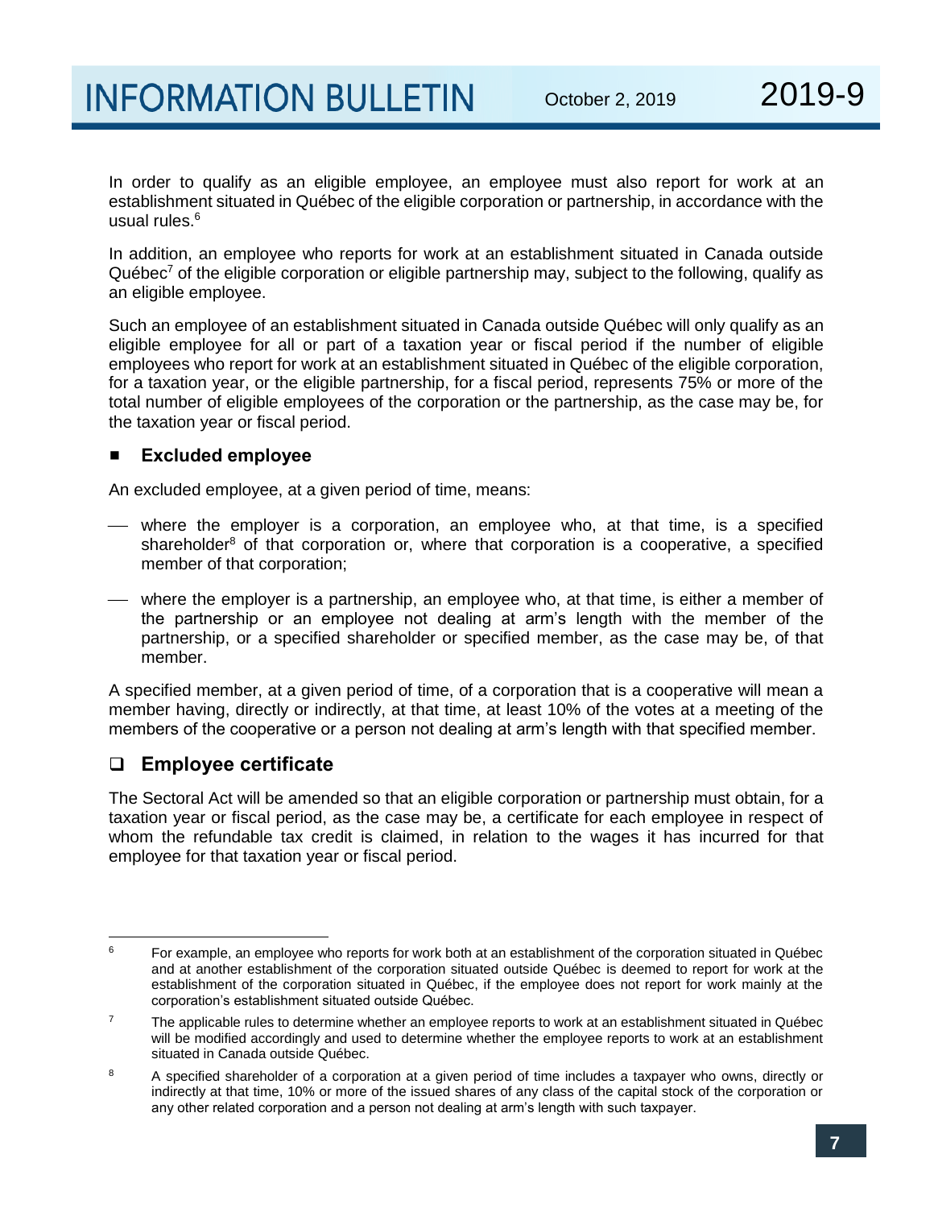In order to qualify as an eligible employee, an employee must also report for work at an establishment situated in Québec of the eligible corporation or partnership, in accordance with the usual rules.[6]

In addition, an employee who reports for work at an establishment situated in Canada outside Québec[7] of the eligible corporation or eligible partnership may, subject to the following, qualify as an eligible employee.

Such an employee of an establishment situated in Canada outside Québec will only qualify as an eligible employee for all or part of a taxation year or fiscal period if the number of eligible employees who report for work at an establishment situated in Québec of the eligible corporation, for a taxation year, or the eligible partnership, for a fiscal period, represents 75% or more of the total number of eligible employees of the corporation or the partnership, as the case may be, for the taxation year or fiscal period.

### Excluded employee

An excluded employee, at a given period of time, means:

- where the employer is a corporation, an employee who, at that time, is a specified shareholder[8] of that corporation or, where that corporation is a cooperative, a specified member of that corporation;
- where the employer is a partnership, an employee who, at that time, is either a member of the partnership or an employee not dealing at arm's length with the member of the partnership, or a specified shareholder or specified member, as the case may be, of that member.

A specified member, at a given period of time, of a corporation that is a cooperative will mean a member having, directly or indirectly, at that time, at least 10% of the votes at a meeting of the members of the cooperative or a person not dealing at arm's length with that specified member.

## Employee certificate

The Sectoral Act will be amended so that an eligible corporation or partnership must obtain, for a taxation year or fiscal period, as the case may be, a certificate for each employee in respect of whom the refundable tax credit is claimed, in relation to the wages it has incurred for that employee for that taxation year or fiscal period.

---

[6] For example, an employee who reports for work both at an establishment of the corporation situated in Québec and at another establishment of the corporation situated outside Québec is deemed to report for work at the establishment of the corporation situated in Québec, if the employee does not report for work mainly at the corporation's establishment situated outside Québec.

[7] The applicable rules to determine whether an employee reports to work at an establishment situated in Québec will be modified accordingly and used to determine whether the employee reports to work at an establishment situated in Canada outside Québec.

[8] A specified shareholder of a corporation at a given period of time includes a taxpayer who owns, directly or indirectly at that time, 10% or more of the issued shares of any class of the capital stock of the corporation or any other related corporation and a person not dealing at arm's length with such taxpayer.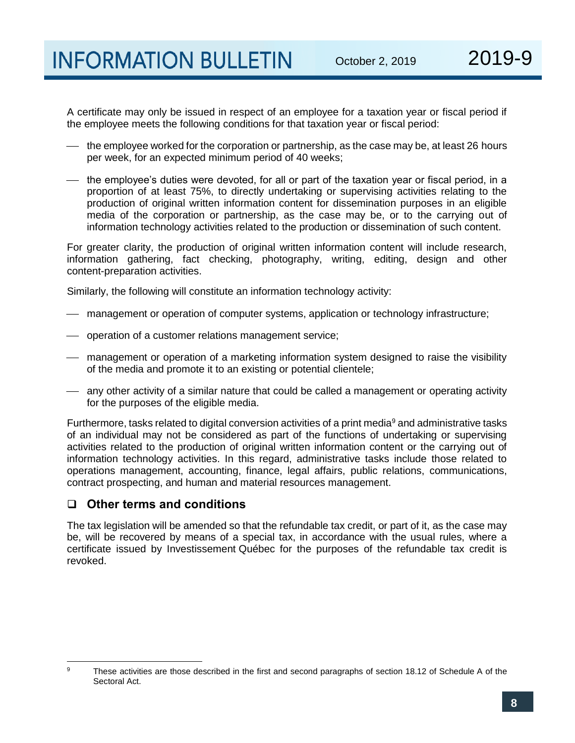A certificate may only be issued in respect of an employee for a taxation year or fiscal period if the employee meets the following conditions for that taxation year or fiscal period:

- the employee worked for the corporation or partnership, as the case may be, at least 26 hours per week, for an expected minimum period of 40 weeks;
- the employee's duties were devoted, for all or part of the taxation year or fiscal period, in a proportion of at least 75%, to directly undertaking or supervising activities relating to the production of original written information content for dissemination purposes in an eligible media of the corporation or partnership, as the case may be, or to the carrying out of information technology activities related to the production or dissemination of such content.

For greater clarity, the production of original written information content will include research, information gathering, fact checking, photography, writing, editing, design and other content-preparation activities.

Similarly, the following will constitute an information technology activity:

- management or operation of computer systems, application or technology infrastructure;
- operation of a customer relations management service;
- management or operation of a marketing information system designed to raise the visibility of the media and promote it to an existing or potential clientele;
- any other activity of a similar nature that could be called a management or operating activity for the purposes of the eligible media.

Furthermore, tasks related to digital conversion activities of a print media[9] and administrative tasks of an individual may not be considered as part of the functions of undertaking or supervising activities related to the production of original written information content or the carrying out of information technology activities. In this regard, administrative tasks include those related to operations management, accounting, finance, legal affairs, public relations, communications, contract prospecting, and human and material resources management.

## ❑ Other terms and conditions

The tax legislation will be amended so that the refundable tax credit, or part of it, as the case may be, will be recovered by means of a special tax, in accordance with the usual rules, where a certificate issued by Investissement Québec for the purposes of the refundable tax credit is revoked.

---

[9] These activities are those described in the first and second paragraphs of section 18.12 of Schedule A of the Sectoral Act.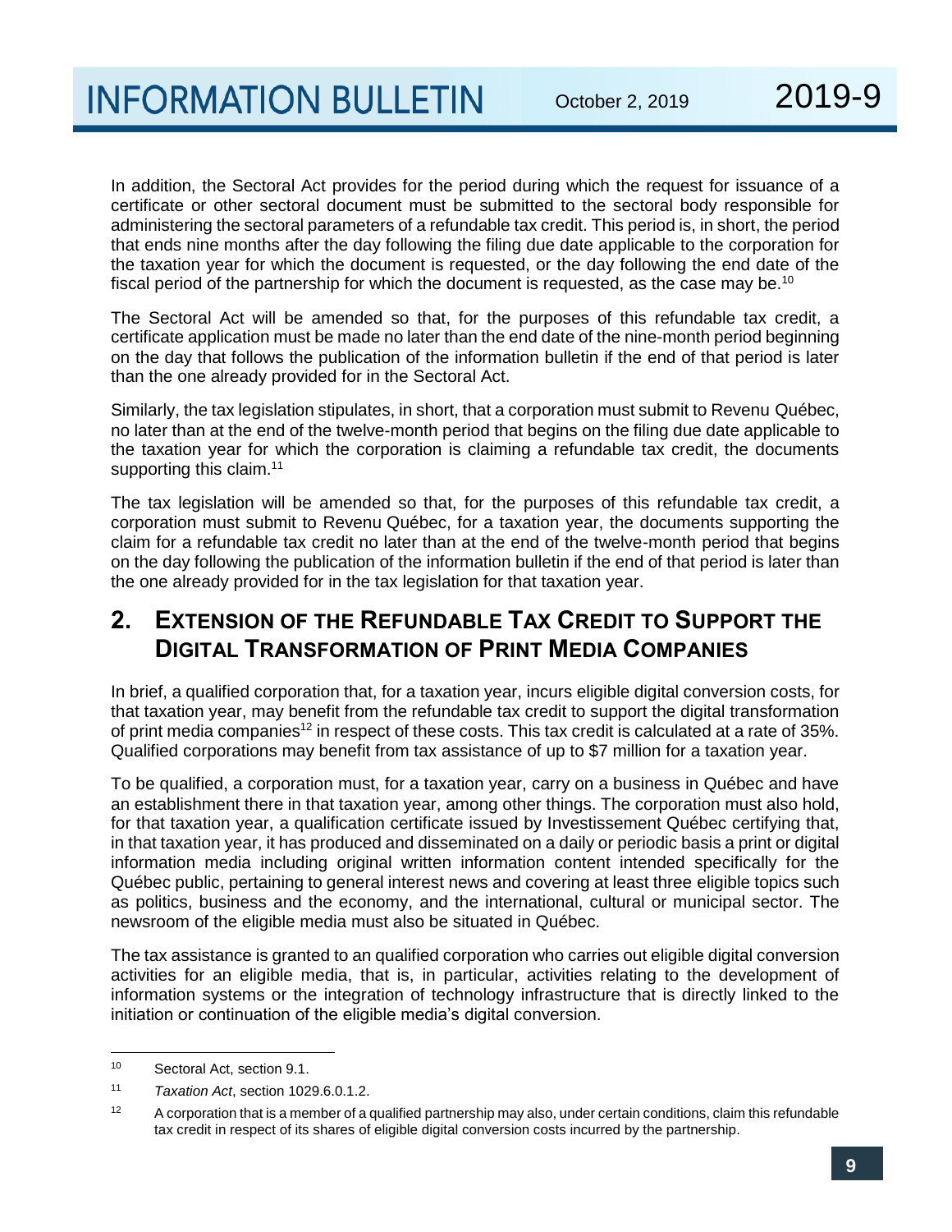In addition, the Sectoral Act provides for the period during which the request for issuance of a certificate or other sectoral document must be submitted to the sectoral body responsible for administering the sectoral parameters of a refundable tax credit. This period is, in short, the period that ends nine months after the day following the filing due date applicable to the corporation for the taxation year for which the document is requested, or the day following the end date of the fiscal period of the partnership for which the document is requested, as the case may be.[10]

The Sectoral Act will be amended so that, for the purposes of this refundable tax credit, a certificate application must be made no later than the end date of the nine-month period beginning on the day that follows the publication of the information bulletin if the end of that period is later than the one already provided for in the Sectoral Act.

Similarly, the tax legislation stipulates, in short, that a corporation must submit to Revenu Québec, no later than at the end of the twelve-month period that begins on the filing due date applicable to the taxation year for which the corporation is claiming a refundable tax credit, the documents supporting this claim.[11]

The tax legislation will be amended so that, for the purposes of this refundable tax credit, a corporation must submit to Revenu Québec, for a taxation year, the documents supporting the claim for a refundable tax credit no later than at the end of the twelve-month period that begins on the day following the publication of the information bulletin if the end of that period is later than the one already provided for in the tax legislation for that taxation year.

## 2. EXTENSION OF THE REFUNDABLE TAX CREDIT TO SUPPORT THE DIGITAL TRANSFORMATION OF PRINT MEDIA COMPANIES

In brief, a qualified corporation that, for a taxation year, incurs eligible digital conversion costs, for that taxation year, may benefit from the refundable tax credit to support the digital transformation of print media companies[12] in respect of these costs. This tax credit is calculated at a rate of 35%. Qualified corporations may benefit from tax assistance of up to $7 million for a taxation year.

To be qualified, a corporation must, for a taxation year, carry on a business in Québec and have an establishment there in that taxation year, among other things. The corporation must also hold, for that taxation year, a qualification certificate issued by Investissement Québec certifying that, in that taxation year, it has produced and disseminated on a daily or periodic basis a print or digital information media including original written information content intended specifically for the Québec public, pertaining to general interest news and covering at least three eligible topics such as politics, business and the economy, and the international, cultural or municipal sector. The newsroom of the eligible media must also be situated in Québec.

The tax assistance is granted to an qualified corporation who carries out eligible digital conversion activities for an eligible media, that is, in particular, activities relating to the development of information systems or the integration of technology infrastructure that is directly linked to the initiation or continuation of the eligible media's digital conversion.

---

[10] Sectoral Act, section 9.1.

[11] *Taxation Act*, section 1029.6.0.1.2.

[12] A corporation that is a member of a qualified partnership may also, under certain conditions, claim this refundable tax credit in respect of its shares of eligible digital conversion costs incurred by the partnership.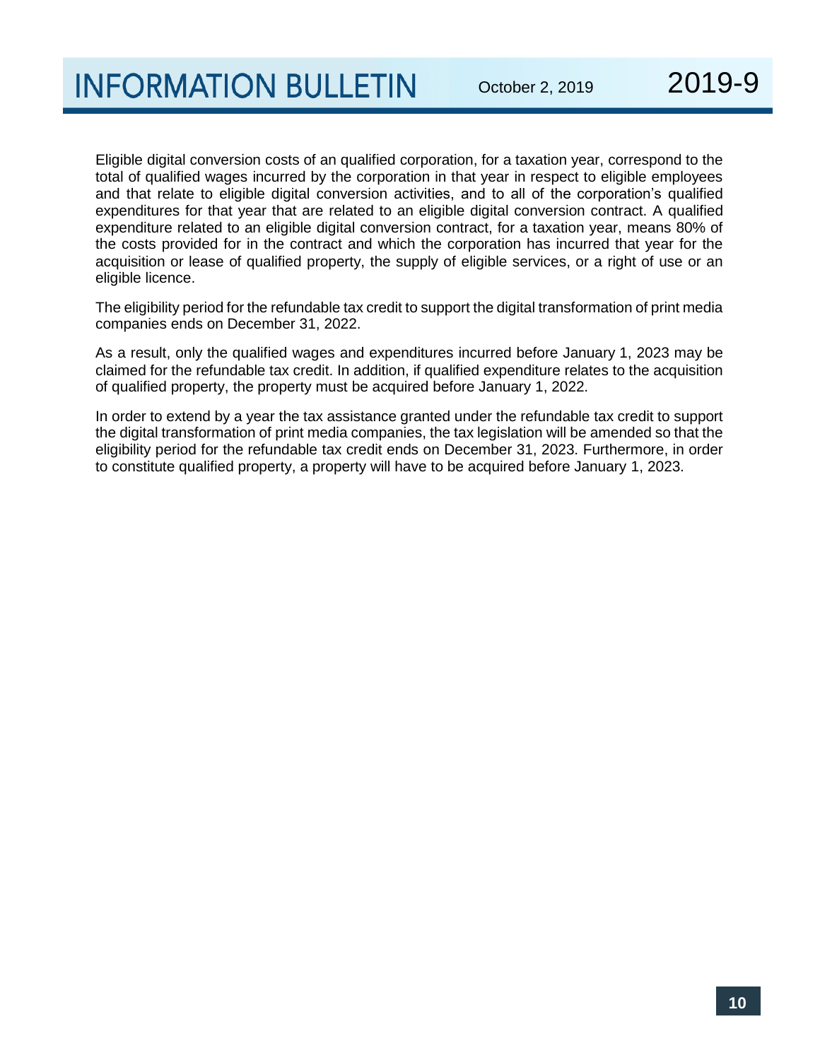Eligible digital conversion costs of an qualified corporation, for a taxation year, correspond to the total of qualified wages incurred by the corporation in that year in respect to eligible employees and that relate to eligible digital conversion activities, and to all of the corporation's qualified expenditures for that year that are related to an eligible digital conversion contract. A qualified expenditure related to an eligible digital conversion contract, for a taxation year, means 80% of the costs provided for in the contract and which the corporation has incurred that year for the acquisition or lease of qualified property, the supply of eligible services, or a right of use or an eligible licence.

The eligibility period for the refundable tax credit to support the digital transformation of print media companies ends on December 31, 2022.

As a result, only the qualified wages and expenditures incurred before January 1, 2023 may be claimed for the refundable tax credit. In addition, if qualified expenditure relates to the acquisition of qualified property, the property must be acquired before January 1, 2022.

In order to extend by a year the tax assistance granted under the refundable tax credit to support the digital transformation of print media companies, the tax legislation will be amended so that the eligibility period for the refundable tax credit ends on December 31, 2023. Furthermore, in order to constitute qualified property, a property will have to be acquired before January 1, 2023.